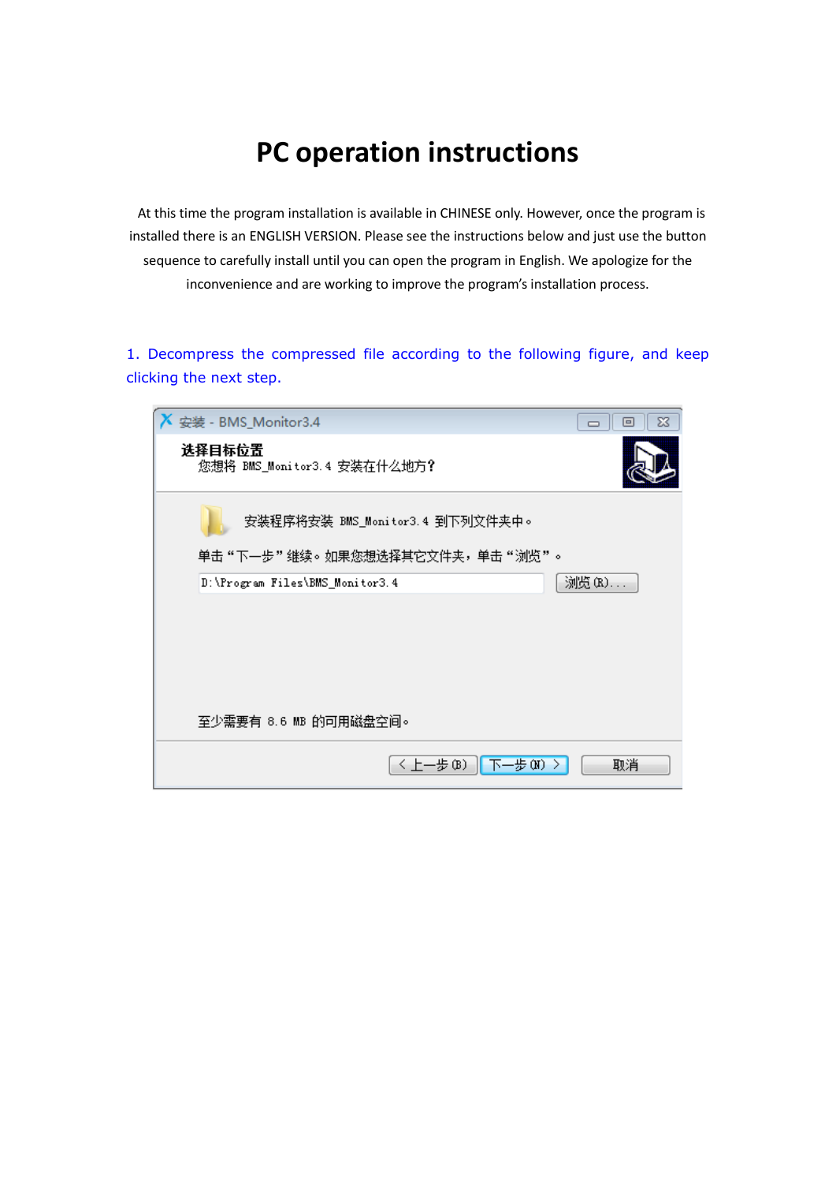# PC operation instructions

At this time the program installation is available in CHINESE only. However, once the program is installed there is an ENGLISH VERSION. Please see the instructions below and just use the button sequence to carefully install until you can open the program in English. We apologize for the inconvenience and are working to improve the program's installation process.

1. Decompress the compressed file according to the following figure, and keep clicking the next step.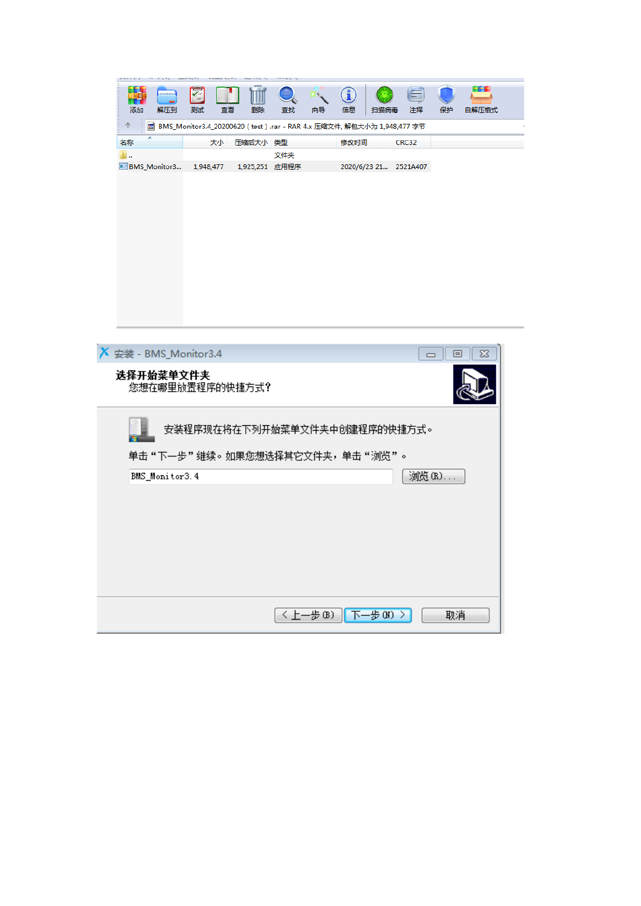添加 解压到 测试 查看 删除 查找 向导 信息 扫描病毒 注释 保护 自解压格式

BMS_Monitor3.4_20200620（test）.rar - RAR 4.x 压缩文件, 解包大小为 1,948,477 字节

| 名称 | 大小 | 压缩后大小 | 类型 | 修改时间 | CRC32 |
|---|---|---|---|---|---|
| .. | | | 文件夹 | | |
| BMS_Monitor3... | 1,948,477 | 1,925,251 | 应用程序 | 2020/6/23 21... | 2521A407 |

安装 - BMS_Monitor3.4

**选择开始菜单文件夹**

您想在哪里放置程序的快捷方式?

安装程序现在将在下列开始菜单文件夹中创建程序的快捷方式。

单击“下一步”继续。如果您想选择其它文件夹，单击“浏览”。

BMS_Monitor3.4　　浏览(R)...

< 上一步(B)　　下一步(N) >　　取消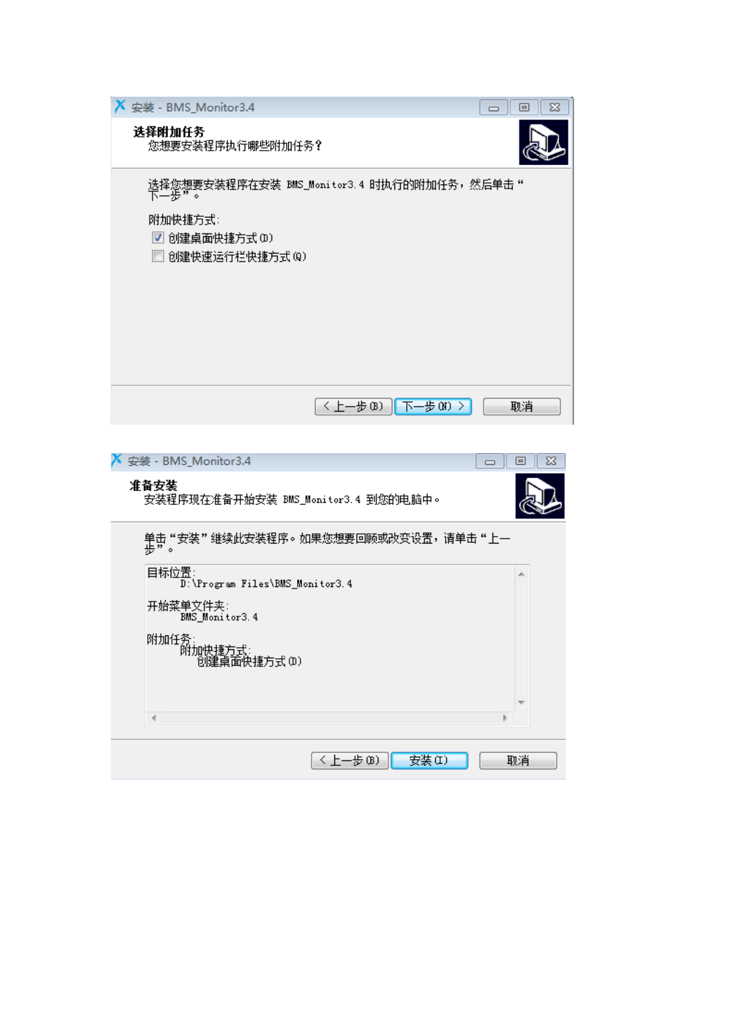安装 - BMS_Monitor3.4

**选择附加任务**

您想要安装程序执行哪些附加任务？

选择您想要安装程序在安装 BMS_Monitor3.4 时执行的附加任务，然后单击“下一步”。

附加快捷方式:

- [x] 创建桌面快捷方式(D)
- [ ] 创建快速运行栏快捷方式(Q)

< 上一步(B)　下一步(N) >　取消

安装 - BMS_Monitor3.4

**准备安装**

安装程序现在准备开始安装 BMS_Monitor3.4 到您的电脑中。

单击“安装”继续此安装程序。如果您想要回顾或改变设置，请单击“上一步”。

目标位置:
　　D:\Program Files\BMS_Monitor3.4

开始菜单文件夹:
　　BMS_Monitor3.4

附加任务:
　　附加快捷方式:
　　　　创建桌面快捷方式(D)

< 上一步(B)　安装(I)　取消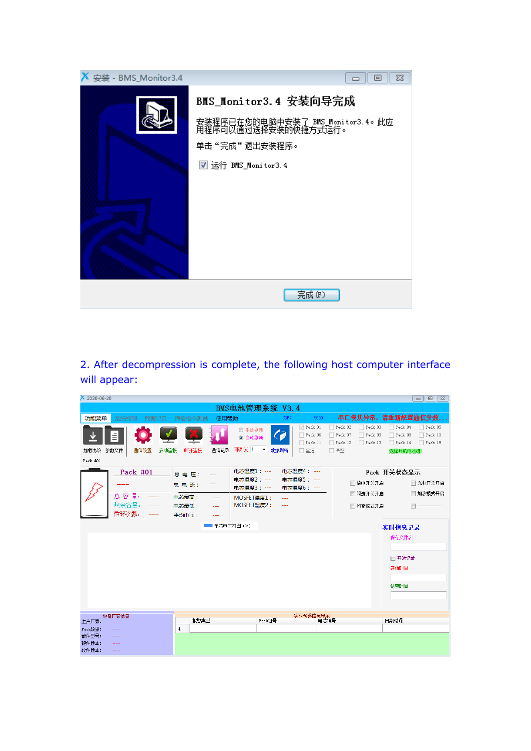2. After decompression is complete, the following host computer interface will appear: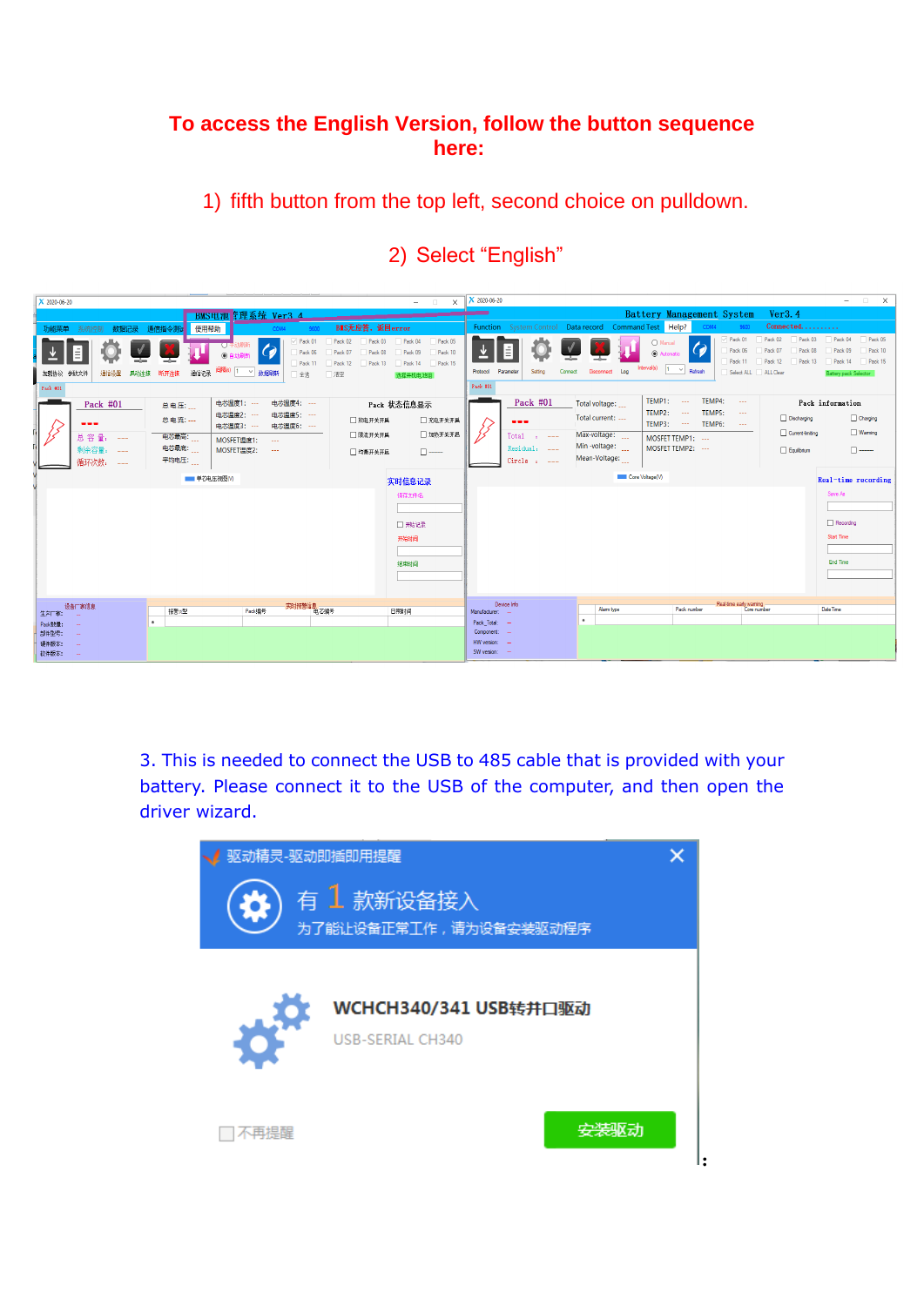**To access the English Version, follow the button sequence here:**

1) fifth button from the top left, second choice on pulldown.

2) Select “English”

3. This is needed to connect the USB to 485 cable that is provided with your battery. Please connect it to the USB of the computer, and then open the driver wizard.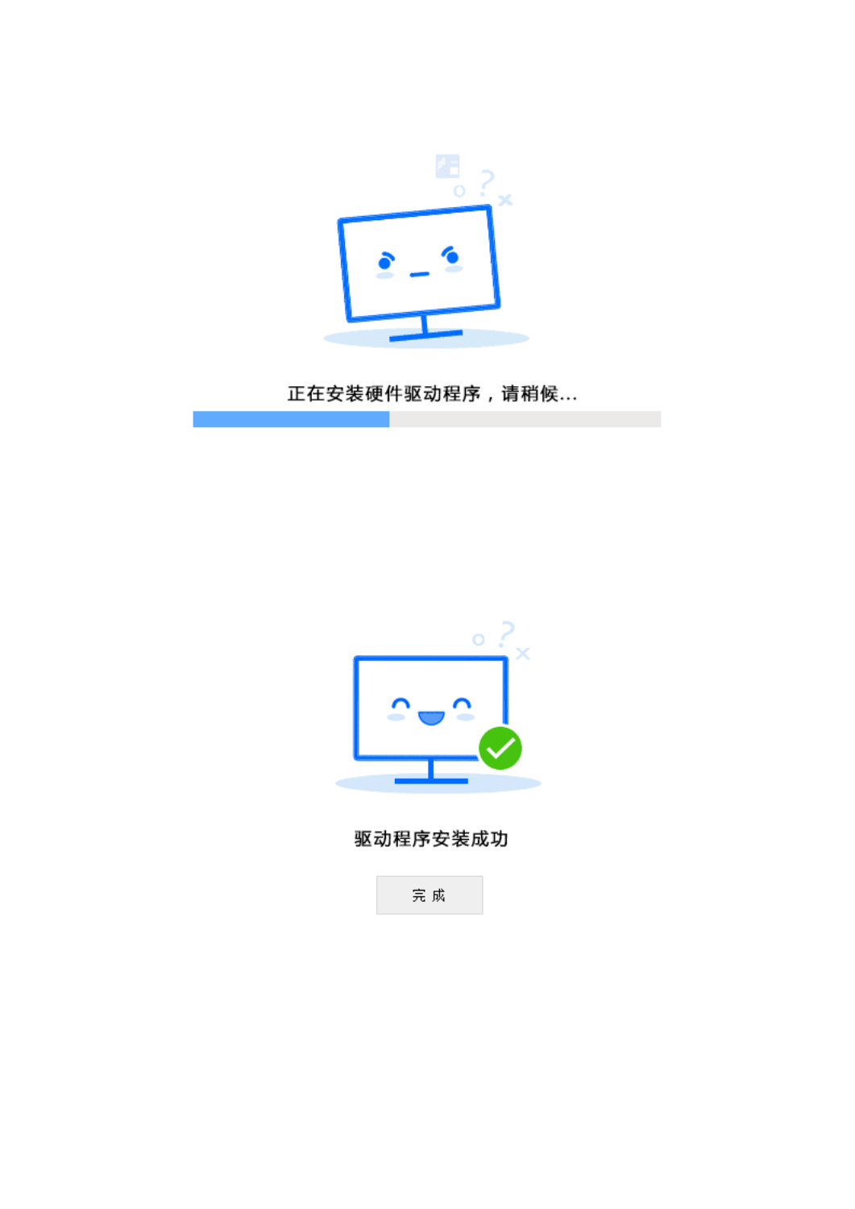正在安装硬件驱动程序，请稍候...

驱动程序安装成功

完 成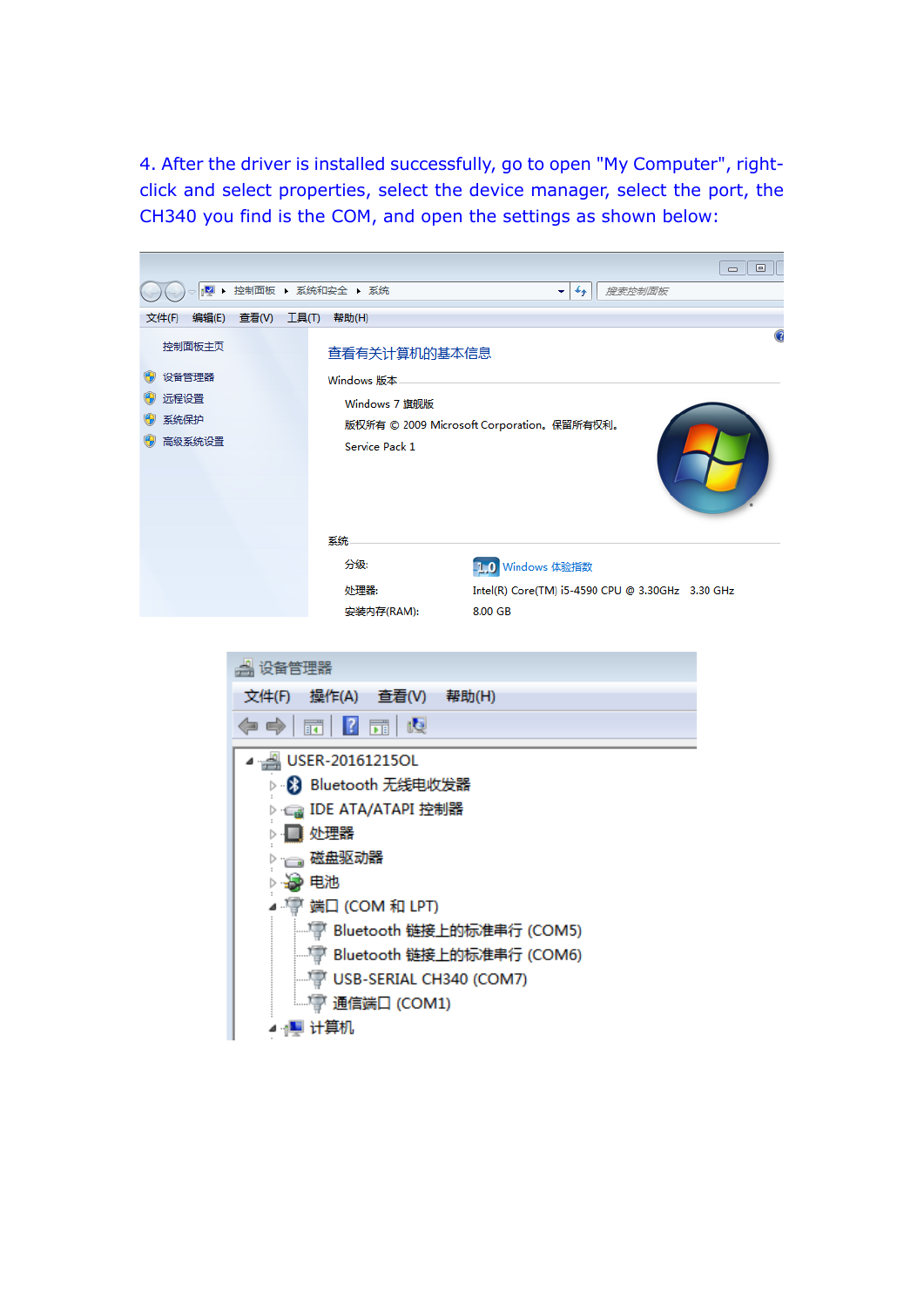4. After the driver is installed successfully, go to open "My Computer", right-click and select properties, select the device manager, select the port, the CH340 you find is the COM, and open the settings as shown below: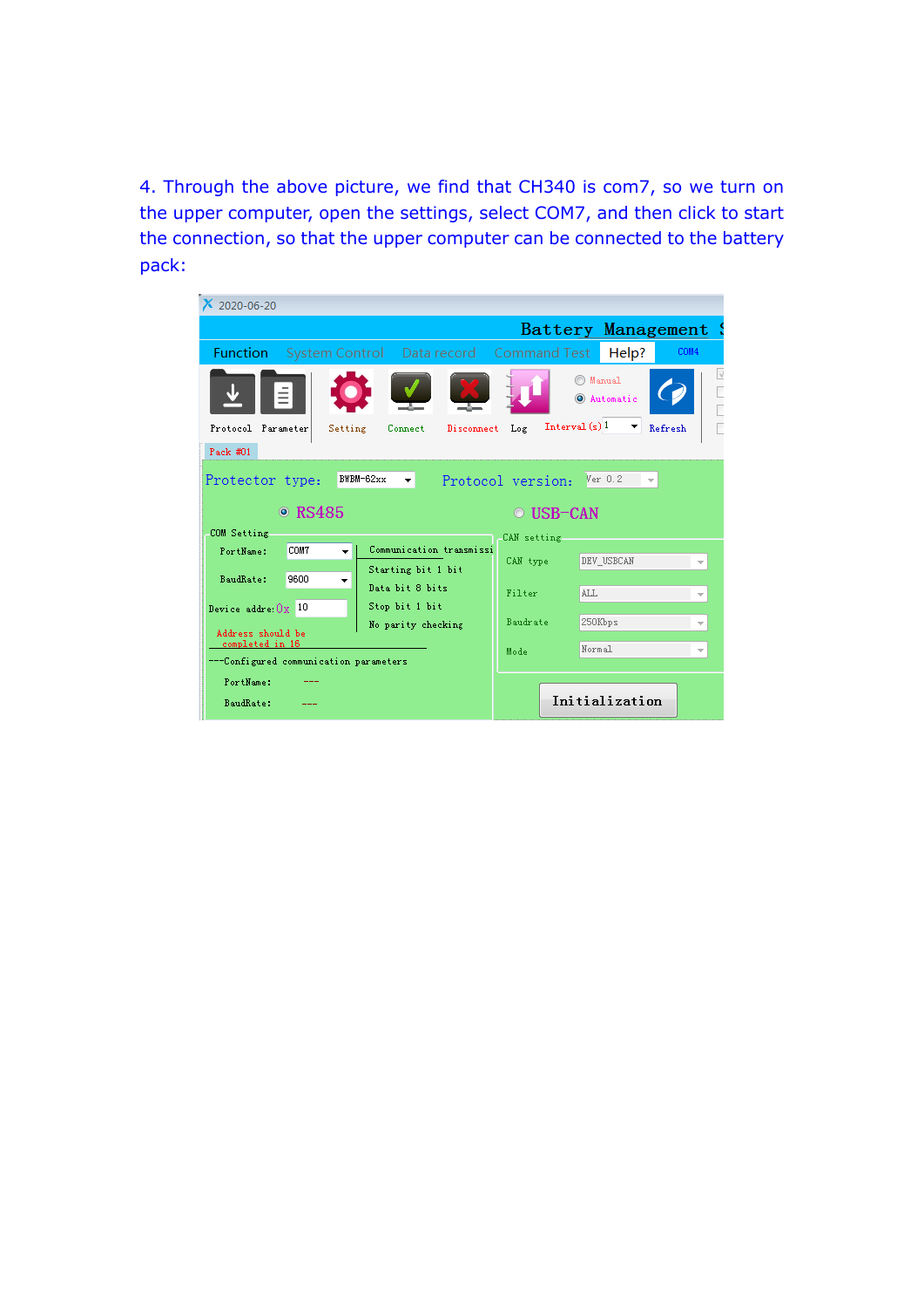4. Through the above picture, we find that CH340 is com7, so we turn on the upper computer, open the settings, select COM7, and then click to start the connection, so that the upper computer can be connected to the battery pack: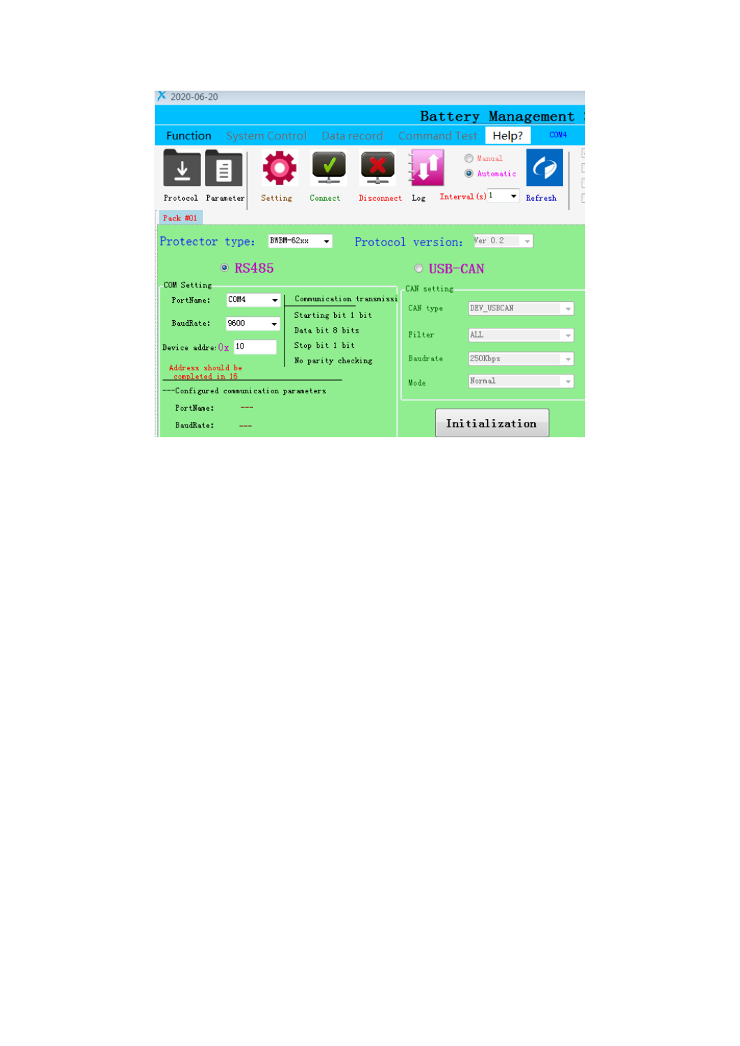2020-06-20

Battery Management

Function System Control Data record Command Test Help? COM4

Protocol Parameter Setting Connect Disconnect Log

Manual
Automatic

Interval (s) 1

Refresh

Pack #01

Protector type: BWBM-62xx

Protocol version: Ver 0.2

RS485

USB-CAN

COM Setting

PortName: COM4

BaudRate: 9600

Device addre: 0x 10

Address should be completed in 16

Communication transmissi

Starting bit 1 bit

Data bit 8 bits

Stop bit 1 bit

No parity checking

---Configured communication parameters

PortName: ---

BaudRate: ---

CAN setting

CAN type DEV_USBCAN

Filter ALL

Baudrate 250Kbps

Mode Normal

Initialization